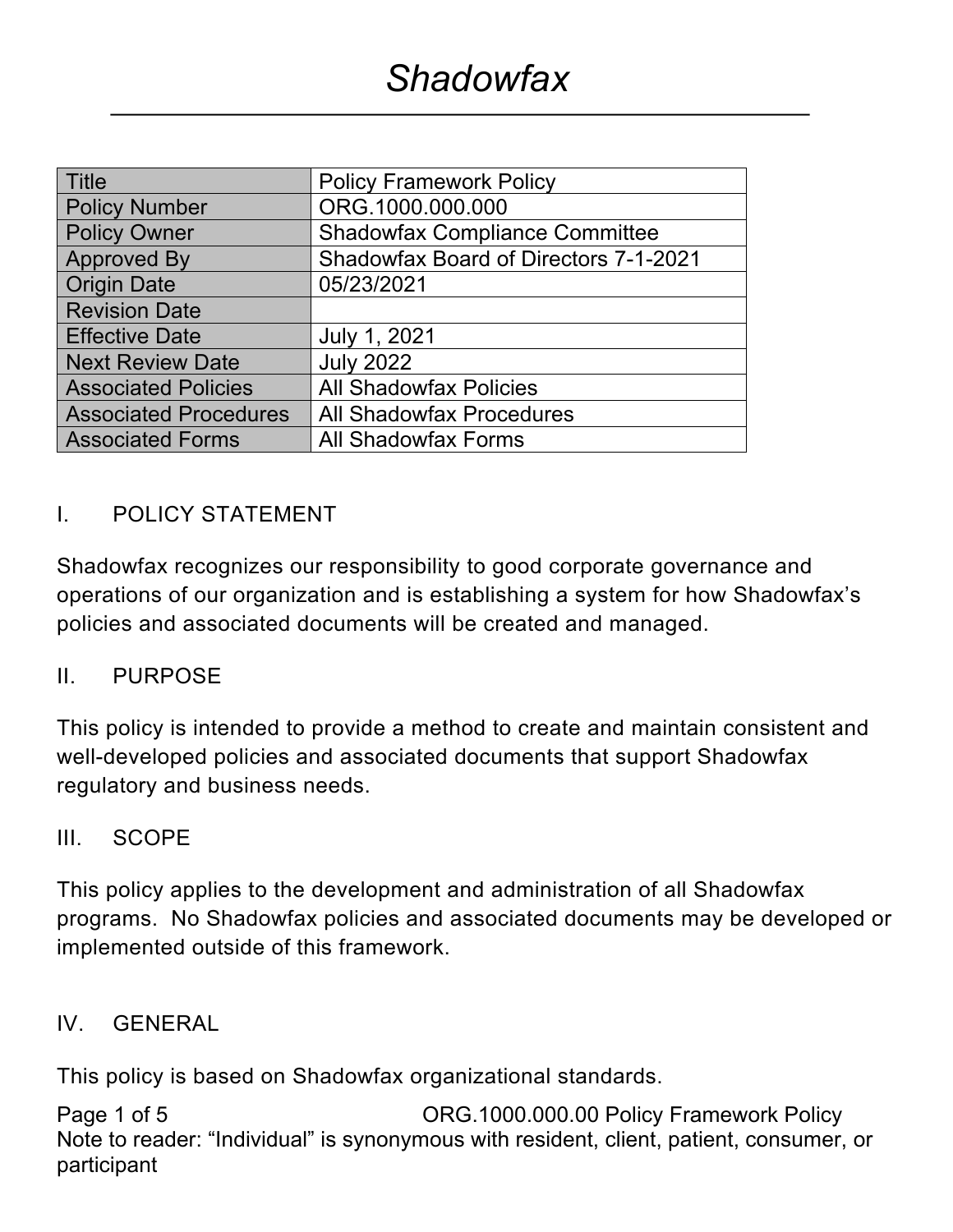# *Shadowfax*

| Title | Policy Framework Policy |
|---|---|
| Policy Number | ORG.1000.000.000 |
| Policy Owner | Shadowfax Compliance Committee |
| Approved By | Shadowfax Board of Directors 7-1-2021 |
| Origin Date | 05/23/2021 |
| Revision Date | |
| Effective Date | July 1, 2021 |
| Next Review Date | July 2022 |
| Associated Policies | All Shadowfax Policies |
| Associated Procedures | All Shadowfax Procedures |
| Associated Forms | All Shadowfax Forms |

## I. POLICY STATEMENT

Shadowfax recognizes our responsibility to good corporate governance and operations of our organization and is establishing a system for how Shadowfax's policies and associated documents will be created and managed.

## II. PURPOSE

This policy is intended to provide a method to create and maintain consistent and well-developed policies and associated documents that support Shadowfax regulatory and business needs.

## III. SCOPE

This policy applies to the development and administration of all Shadowfax programs. No Shadowfax policies and associated documents may be developed or implemented outside of this framework.

## IV. GENERAL

This policy is based on Shadowfax organizational standards.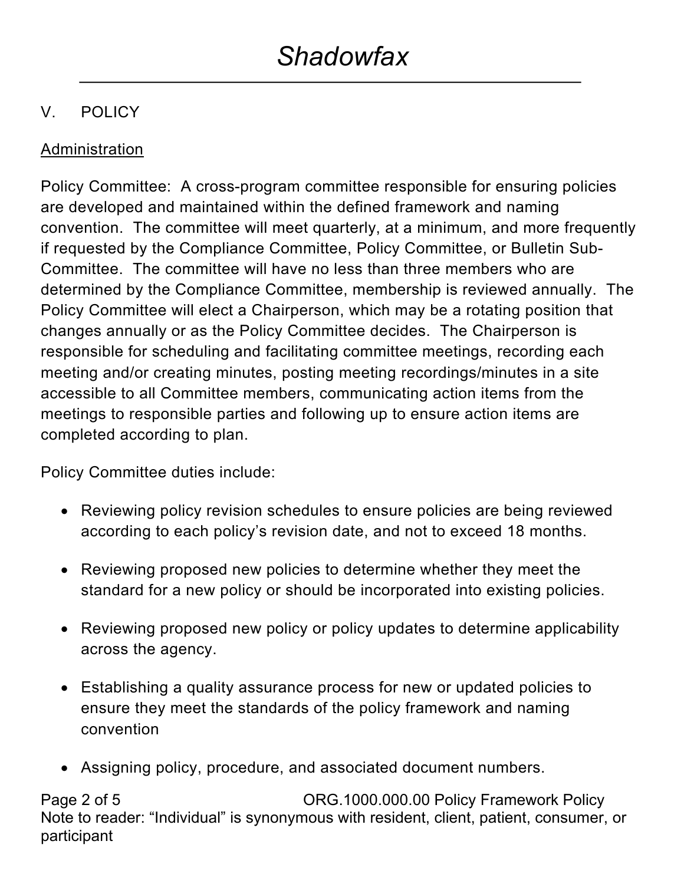## V. POLICY

Administration

Policy Committee: A cross-program committee responsible for ensuring policies are developed and maintained within the defined framework and naming convention. The committee will meet quarterly, at a minimum, and more frequently if requested by the Compliance Committee, Policy Committee, or Bulletin Sub-Committee. The committee will have no less than three members who are determined by the Compliance Committee, membership is reviewed annually. The Policy Committee will elect a Chairperson, which may be a rotating position that changes annually or as the Policy Committee decides. The Chairperson is responsible for scheduling and facilitating committee meetings, recording each meeting and/or creating minutes, posting meeting recordings/minutes in a site accessible to all Committee members, communicating action items from the meetings to responsible parties and following up to ensure action items are completed according to plan.

Policy Committee duties include:

- Reviewing policy revision schedules to ensure policies are being reviewed according to each policy's revision date, and not to exceed 18 months.
- Reviewing proposed new policies to determine whether they meet the standard for a new policy or should be incorporated into existing policies.
- Reviewing proposed new policy or policy updates to determine applicability across the agency.
- Establishing a quality assurance process for new or updated policies to ensure they meet the standards of the policy framework and naming convention
- Assigning policy, procedure, and associated document numbers.

Note to reader: "Individual" is synonymous with resident, client, patient, consumer, or participant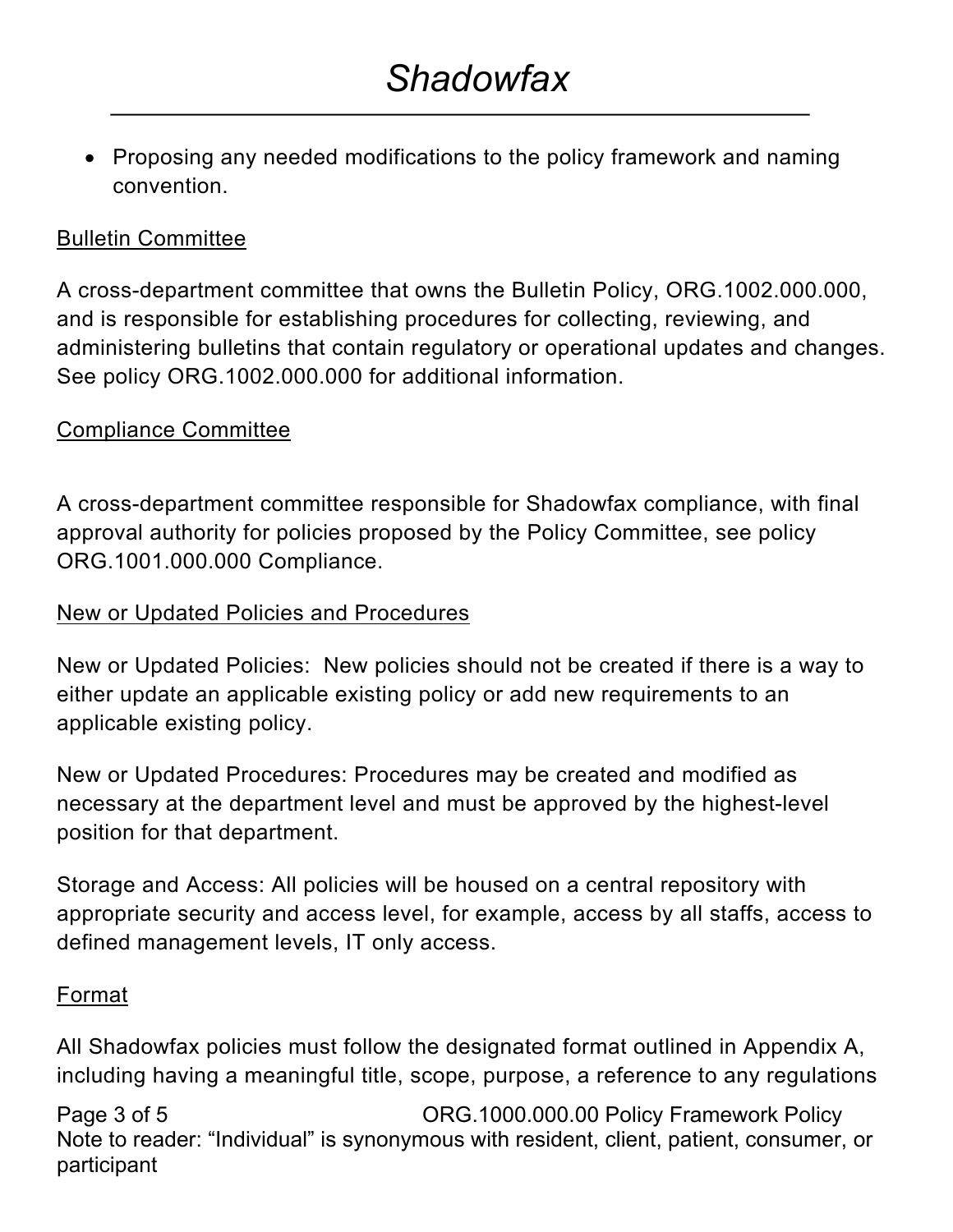- Proposing any needed modifications to the policy framework and naming convention.

<u>Bulletin Committee</u>

A cross-department committee that owns the Bulletin Policy, ORG.1002.000.000, and is responsible for establishing procedures for collecting, reviewing, and administering bulletins that contain regulatory or operational updates and changes. See policy ORG.1002.000.000 for additional information.

<u>Compliance Committee</u>

A cross-department committee responsible for Shadowfax compliance, with final approval authority for policies proposed by the Policy Committee, see policy ORG.1001.000.000 Compliance.

<u>New or Updated Policies and Procedures</u>

New or Updated Policies: New policies should not be created if there is a way to either update an applicable existing policy or add new requirements to an applicable existing policy.

New or Updated Procedures: Procedures may be created and modified as necessary at the department level and must be approved by the highest-level position for that department.

Storage and Access: All policies will be housed on a central repository with appropriate security and access level, for example, access by all staffs, access to defined management levels, IT only access.

<u>Format</u>

All Shadowfax policies must follow the designated format outlined in Appendix A, including having a meaningful title, scope, purpose, a reference to any regulations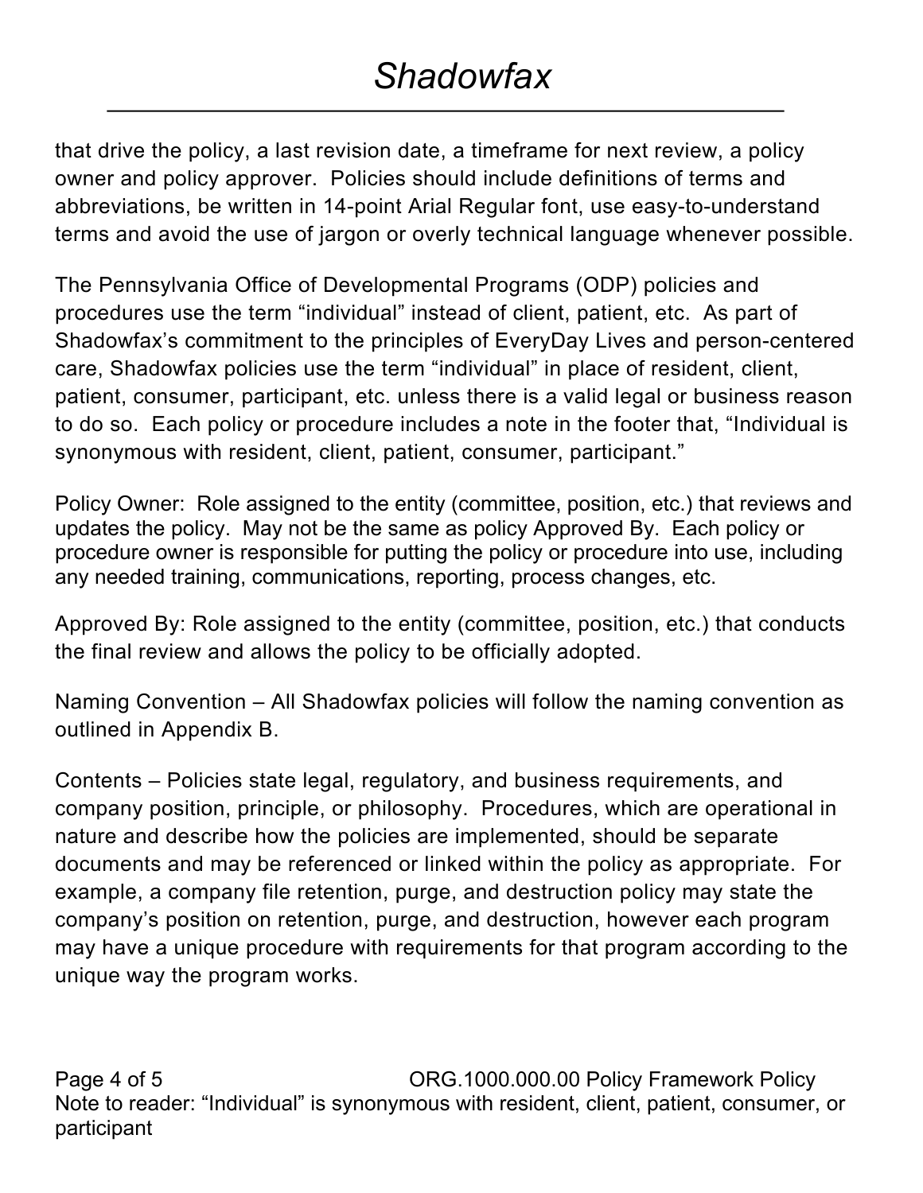that drive the policy, a last revision date, a timeframe for next review, a policy owner and policy approver. Policies should include definitions of terms and abbreviations, be written in 14-point Arial Regular font, use easy-to-understand terms and avoid the use of jargon or overly technical language whenever possible.

The Pennsylvania Office of Developmental Programs (ODP) policies and procedures use the term “individual” instead of client, patient, etc. As part of Shadowfax’s commitment to the principles of EveryDay Lives and person-centered care, Shadowfax policies use the term “individual” in place of resident, client, patient, consumer, participant, etc. unless there is a valid legal or business reason to do so. Each policy or procedure includes a note in the footer that, “Individual is synonymous with resident, client, patient, consumer, participant.”

Policy Owner: Role assigned to the entity (committee, position, etc.) that reviews and updates the policy. May not be the same as policy Approved By. Each policy or procedure owner is responsible for putting the policy or procedure into use, including any needed training, communications, reporting, process changes, etc.

Approved By: Role assigned to the entity (committee, position, etc.) that conducts the final review and allows the policy to be officially adopted.

Naming Convention – All Shadowfax policies will follow the naming convention as outlined in Appendix B.

Contents – Policies state legal, regulatory, and business requirements, and company position, principle, or philosophy. Procedures, which are operational in nature and describe how the policies are implemented, should be separate documents and may be referenced or linked within the policy as appropriate. For example, a company file retention, purge, and destruction policy may state the company’s position on retention, purge, and destruction, however each program may have a unique procedure with requirements for that program according to the unique way the program works.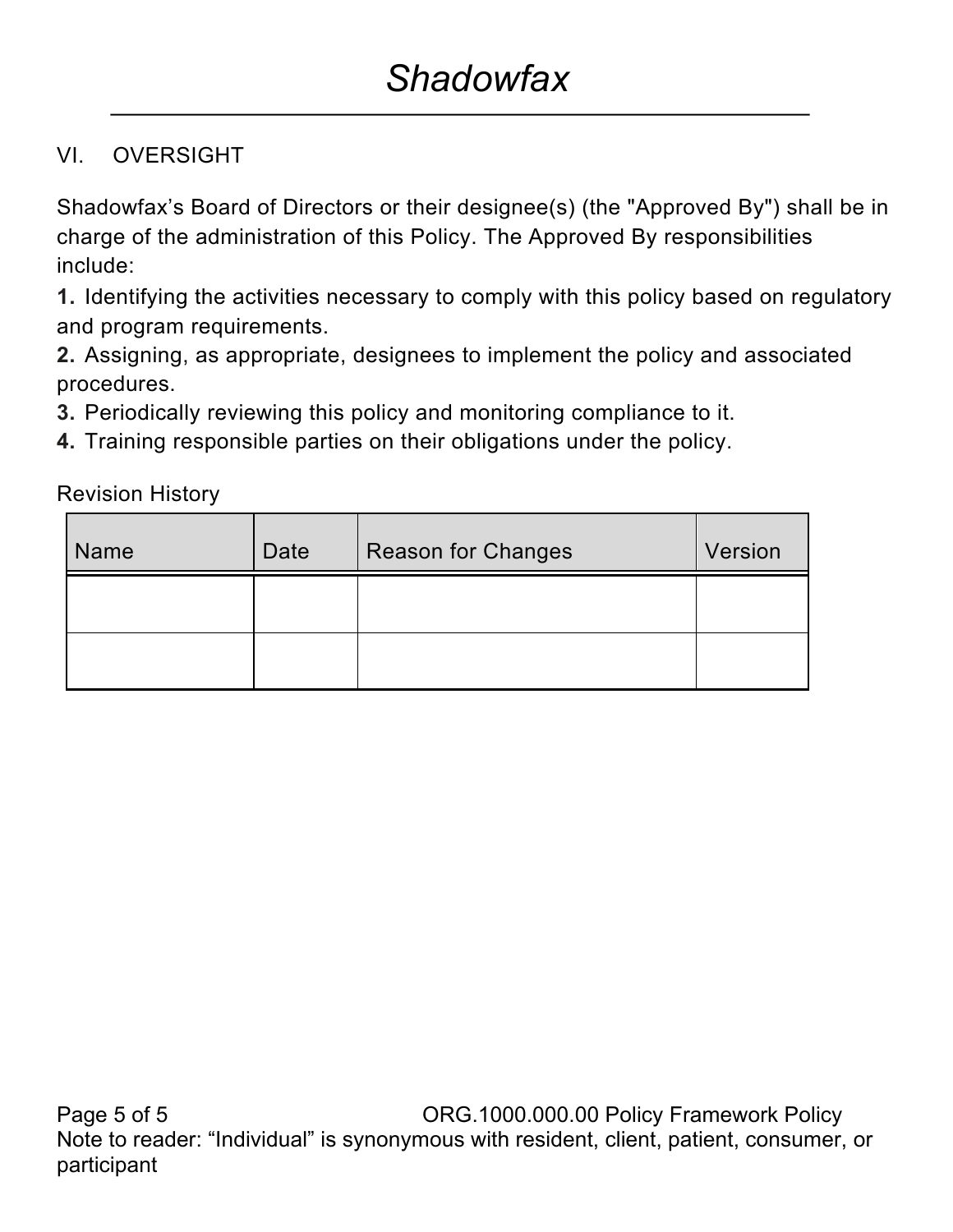## VI. OVERSIGHT

Shadowfax's Board of Directors or their designee(s) (the "Approved By") shall be in charge of the administration of this Policy. The Approved By responsibilities include:

**1.** Identifying the activities necessary to comply with this policy based on regulatory and program requirements.
**2.** Assigning, as appropriate, designees to implement the policy and associated procedures.
**3.** Periodically reviewing this policy and monitoring compliance to it.
**4.** Training responsible parties on their obligations under the policy.

Revision History

| Name | Date | Reason for Changes | Version |
| --- | --- | --- | --- |
| | | | |
| | | | |

Note to reader: "Individual" is synonymous with resident, client, patient, consumer, or participant